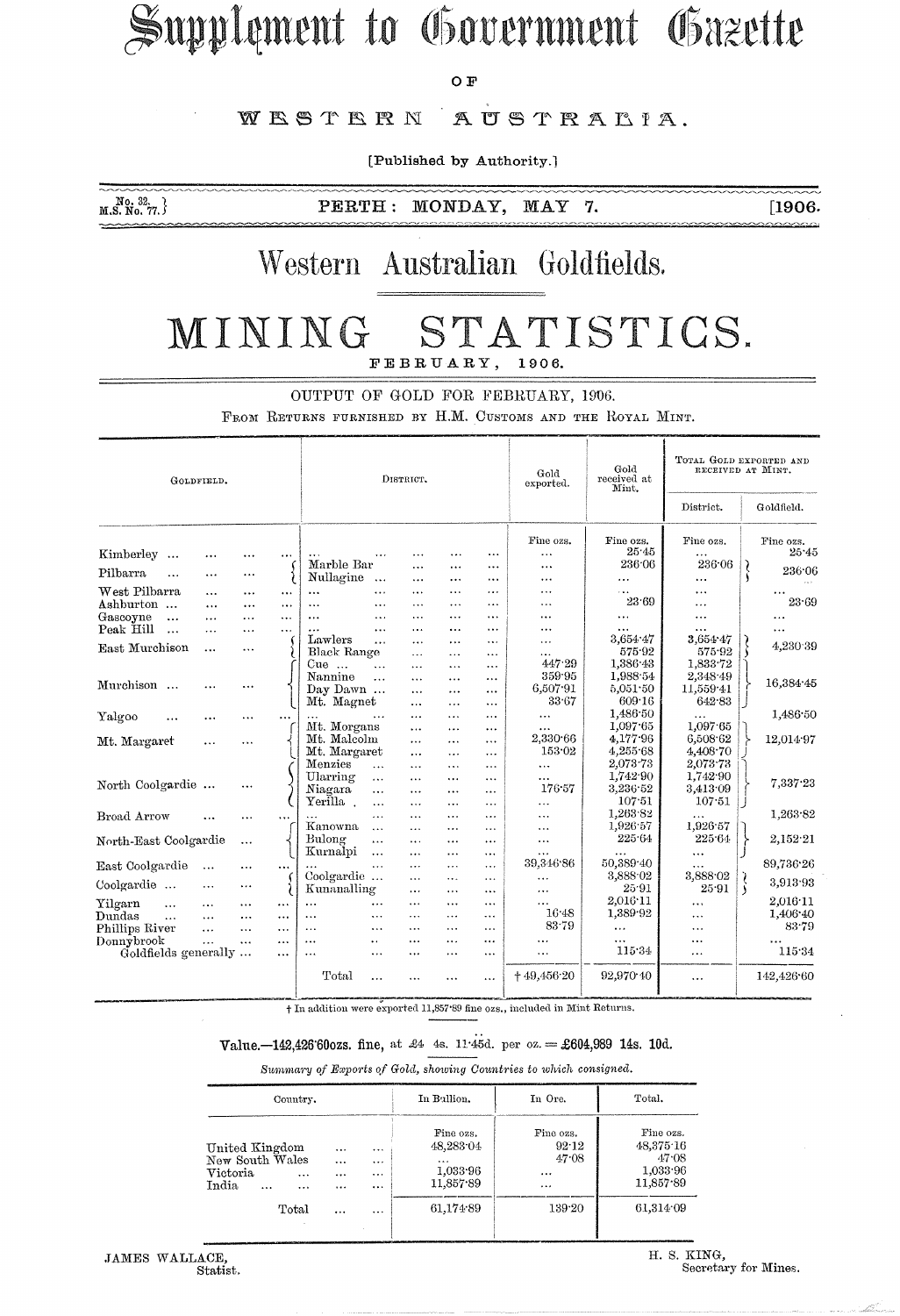# Supplement to Government Gazette

OF

WESTERN AUSTRALIA.

[Published by Authority.]

No. 32.
M.S. No. 77.

PERTH: MONDAY, MAY 7. [1906.

# Western Australian Goldfields.

# MINING STATISTICS.

FEBRUARY, 1906.

## OUTPUT OF GOLD FOR FEBRUARY, 1906.

FROM RETURNS FURNISHED BY H.M. CUSTOMS AND THE ROYAL MINT.

| Goldfield. | District. | Gold exported. | Gold received at Mint. | Total Gold Exported and Received at Mint. | |
|---|---|---|---|---|---|
| | | | | District. | Goldfield. |
| | | Fine ozs. | Fine ozs. | Fine ozs. | Fine ozs. |
| Kimberley ... | ... | ... | 25·45 | ... | 25·45 |
| Pilbarra ... | Marble Bar | ... | 236·06 | 236·06 | 236·06 |
| | Nullagine ... | ... | ... | ... | |
| West Pilbarra | ... | ... | ... | ... | ... |
| Ashburton ... | ... | ... | 23·69 | ... | 23·69 |
| Gascoyne ... | ... | ... | ... | ... | ... |
| Peak Hill ... | ... | ... | ... | ... | ... |
| East Murchison ... | Lawlers ... | ... | 3,654·47 | 3,654·47 | 4,230·39 |
| | Black Range | ... | 575·92 | 575·92 | |
| Murchison ... | Cue ... | 447·29 | 1,386·43 | 1,833·72 | 16,384·45 |
| | Nannine ... | 359·95 | 1,988·54 | 2,348·49 | |
| | Day Dawn ... | 6,507·91 | 5,051·50 | 11,559·41 | |
| | Mt. Magnet | 33·67 | 609·16 | 642·83 | |
| Yalgoo ... | ... | ... | 1,486·50 | ... | 1,486·50 |
| Mt. Margaret ... | Mt. Morgans | ... | 1,097·65 | 1,097·65 | 12,014·97 |
| | Mt. Malcolm | 2,330·66 | 4,177·96 | 6,508·62 | |
| | Mt. Margaret | 153·02 | 4,255·68 | 4,408·70 | |
| North Coolgardie ... | Menzies ... | ... | 2,073·73 | 2,073·73 | 7,337·23 |
| | Ularring ... | ... | 1,742·90 | 1,742·90 | |
| | Niagara ... | 176·57 | 3,236·52 | 3,413·09 | |
| | Yerilla ... | ... | 107·51 | 107·51 | |
| Broad Arrow ... | ... | ... | 1,263·82 | ... | 1,263·82 |
| North-East Coolgardie ... | Kanowna ... | ... | 1,926·57 | 1,926·57 | 2,152·21 |
| | Bulong ... | ... | 225·64 | 225·64 | |
| | Kurnalpi ... | ... | ... | ... | |
| East Coolgardie ... | ... | 39,346·86 | 50,389·40 | ... | 89,736·26 |
| Coolgardie ... | Coolgardie ... | ... | 3,888·02 | 3,888·02 | 3,913·93 |
| | Kunanalling | ... | 25·91 | 25·91 | |
| Yilgarn ... | ... | ... | 2,016·11 | ... | 2,016·11 |
| Dundas ... | ... | 16·48 | 1,389·92 | ... | 1,406·40 |
| Phillips River ... | ... | 83·79 | ... | ... | 83·79 |
| Donnybrook ... | ... | ... | ... | ... | ... |
| Goldfields generally ... | ... | ... | 115·34 | ... | 115·34 |
| | Total ... | † 49,456·20 | 92,970·40 | ... | 142,426·60 |

† In addition were exported 11,857·89 fine ozs., included in Mint Returns.

**Value.—142,426·60ozs. fine, at £4 4s. 11·45d. per oz. = £604,989 14s. 10d.**

*Summary of Exports of Gold, showing Countries to which consigned.*

| Country. | In Bullion. | In Ore. | Total. |
|---|---|---|---|
| | Fine ozs. | Fine ozs. | Fine ozs. |
| United Kingdom ... | 48,283·04 | 92·12 | 48,375·16 |
| New South Wales ... | ... | 47·08 | 47·08 |
| Victoria ... | 1,033·96 | ... | 1,033·96 |
| India ... | 11,857·89 | ... | 11,857·89 |
| Total ... | 61,174·89 | 139·20 | 61,314·09 |

JAMES WALLACE,
Statist.

H. S. KING,
Secretary for Mines.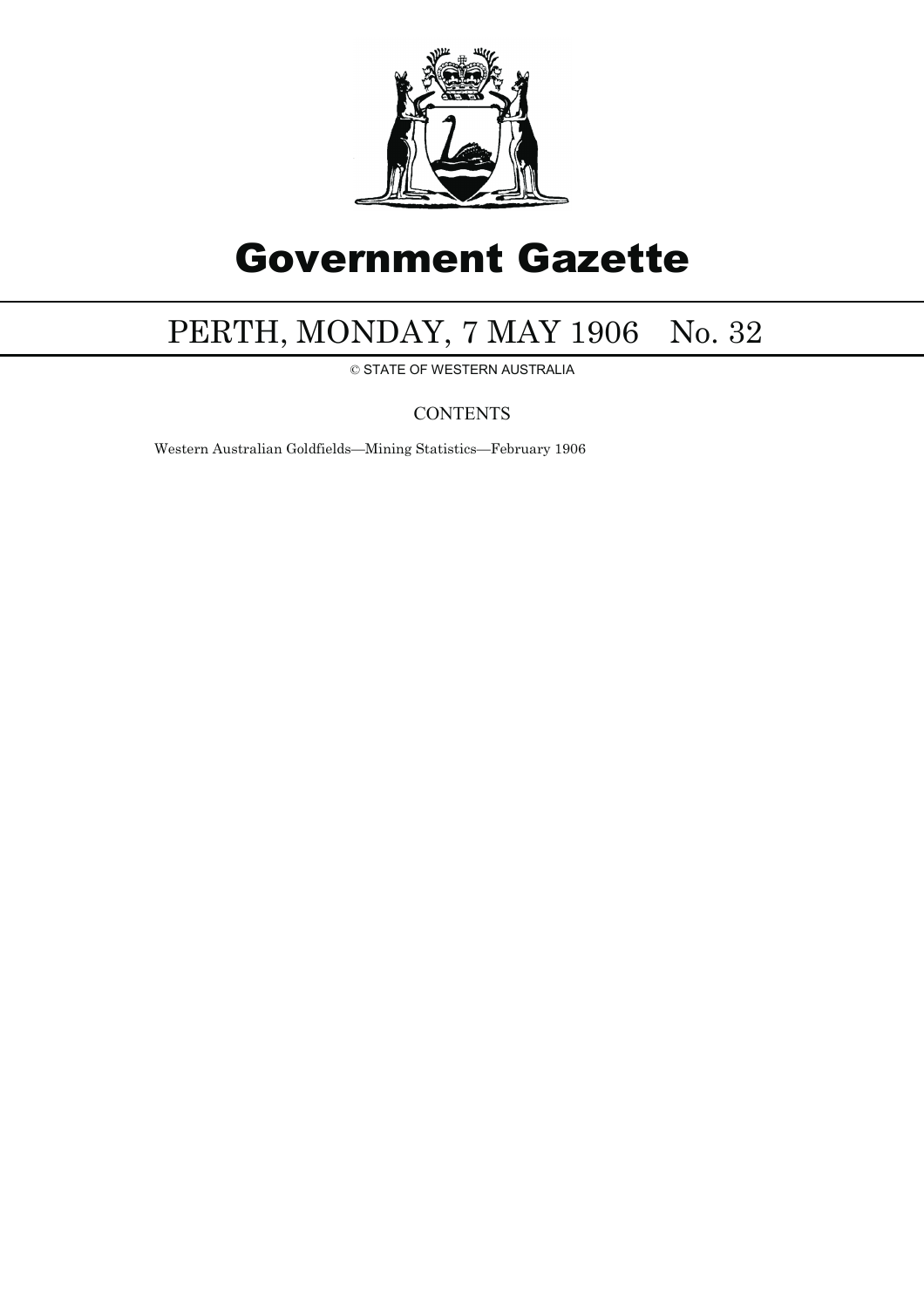# Government Gazette

## PERTH, MONDAY, 7 MAY 1906 No. 32

© STATE OF WESTERN AUSTRALIA

CONTENTS

Western Australian Goldfields—Mining Statistics—February 1906